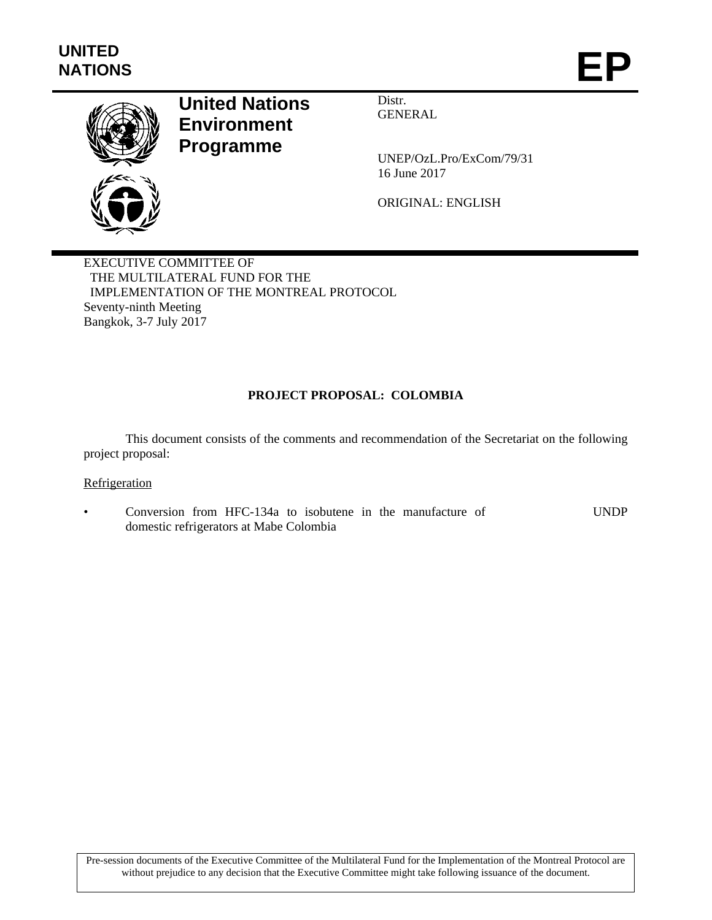UNITED NATIONS

# EP

**United Nations Environment Programme**

Distr.
GENERAL

UNEP/OzL.Pro/ExCom/79/31
16 June 2017

ORIGINAL: ENGLISH

EXECUTIVE COMMITTEE OF
THE MULTILATERAL FUND FOR THE
IMPLEMENTATION OF THE MONTREAL PROTOCOL
Seventy-ninth Meeting
Bangkok, 3-7 July 2017

**PROJECT PROPOSAL: COLOMBIA**

This document consists of the comments and recommendation of the Secretariat on the following project proposal:

Refrigeration

- Conversion from HFC-134a to isobutene in the manufacture of domestic refrigerators at Mabe Colombia — UNDP

Pre-session documents of the Executive Committee of the Multilateral Fund for the Implementation of the Montreal Protocol are without prejudice to any decision that the Executive Committee might take following issuance of the document.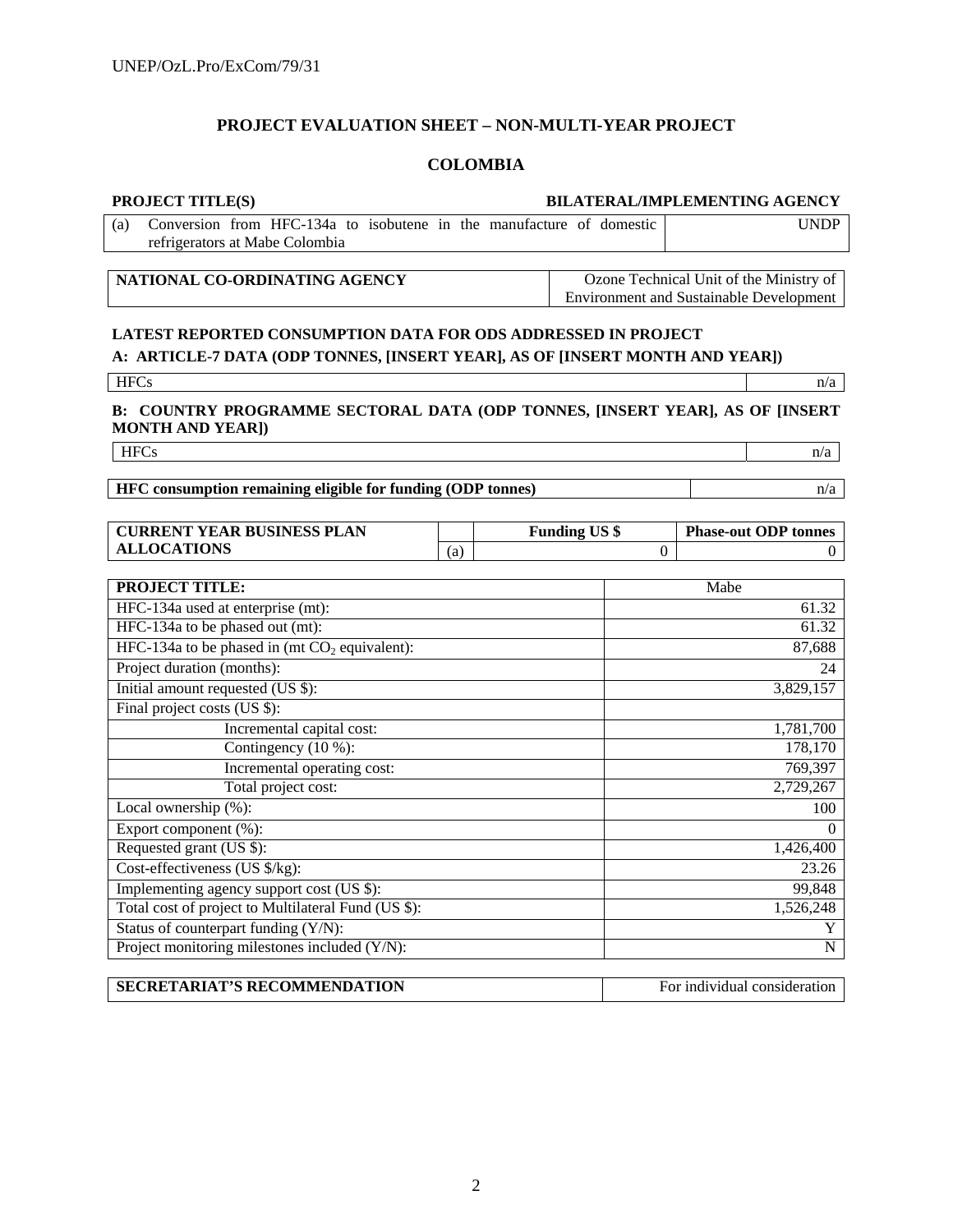## PROJECT EVALUATION SHEET – NON-MULTI-YEAR PROJECT

## COLOMBIA

| PROJECT TITLE(S) | BILATERAL/IMPLEMENTING AGENCY |
|---|---|
| (a) Conversion from HFC-134a to isobutene in the manufacture of domestic refrigerators at Mabe Colombia | UNDP |

| NATIONAL CO-ORDINATING AGENCY | Ozone Technical Unit of the Ministry of Environment and Sustainable Development |
|---|---|

**LATEST REPORTED CONSUMPTION DATA FOR ODS ADDRESSED IN PROJECT**

**A: ARTICLE-7 DATA (ODP TONNES, [INSERT YEAR], AS OF [INSERT MONTH AND YEAR])**

| HFCs | n/a |
|---|---|

**B: COUNTRY PROGRAMME SECTORAL DATA (ODP TONNES, [INSERT YEAR], AS OF [INSERT MONTH AND YEAR])**

| HFCs | n/a |
|---|---|

| HFC consumption remaining eligible for funding (ODP tonnes) | n/a |
|---|---|

| CURRENT YEAR BUSINESS PLAN ALLOCATIONS | | Funding US $ | Phase-out ODP tonnes |
|---|---|---|---|
| | (a) | 0 | 0 |

| PROJECT TITLE: | Mabe |
|---|---|
| HFC-134a used at enterprise (mt): | 61.32 |
| HFC-134a to be phased out (mt): | 61.32 |
| HFC-134a to be phased in (mt $CO_2$ equivalent): | 87,688 |
| Project duration (months): | 24 |
| Initial amount requested (US $): | 3,829,157 |
| Final project costs (US $): | |
| Incremental capital cost: | 1,781,700 |
| Contingency (10 %): | 178,170 |
| Incremental operating cost: | 769,397 |
| Total project cost: | 2,729,267 |
| Local ownership (%): | 100 |
| Export component (%): | 0 |
| Requested grant (US $): | 1,426,400 |
| Cost-effectiveness (US $/kg): | 23.26 |
| Implementing agency support cost (US $): | 99,848 |
| Total cost of project to Multilateral Fund (US $): | 1,526,248 |
| Status of counterpart funding (Y/N): | Y |
| Project monitoring milestones included (Y/N): | N |

| SECRETARIAT'S RECOMMENDATION | For individual consideration |
|---|---|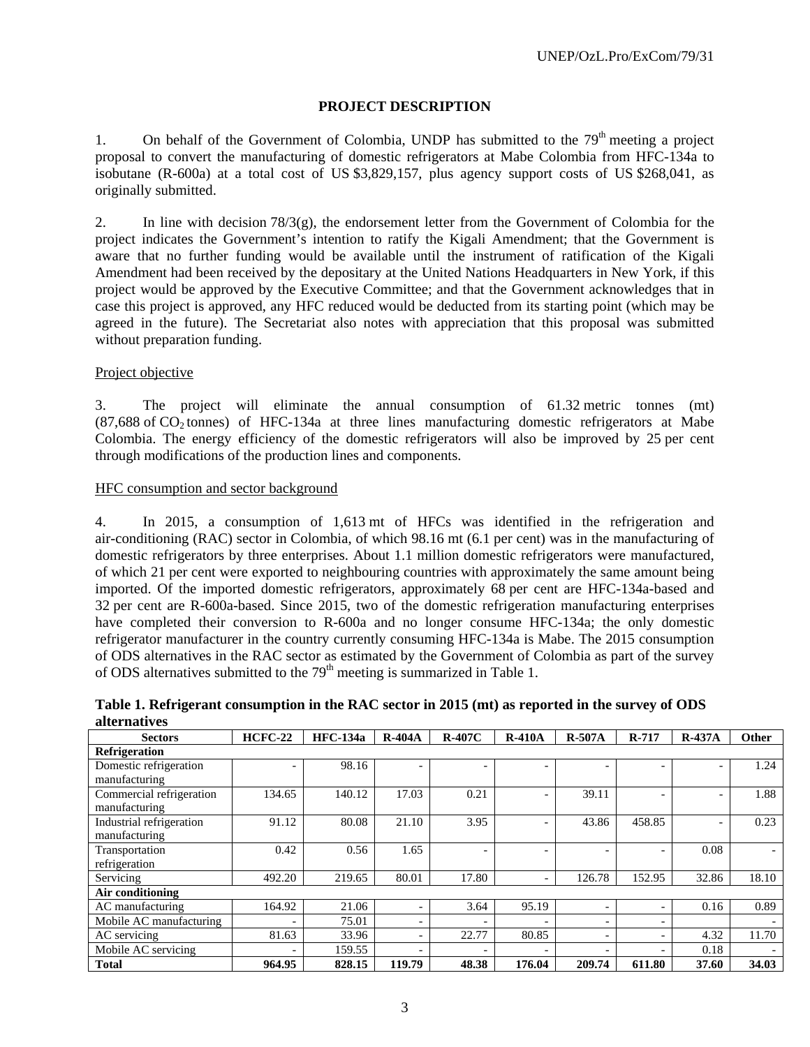## PROJECT DESCRIPTION

1. On behalf of the Government of Colombia, UNDP has submitted to the 79[th] meeting a project proposal to convert the manufacturing of domestic refrigerators at Mabe Colombia from HFC-134a to isobutane (R-600a) at a total cost of US $3,829,157, plus agency support costs of US $268,041, as originally submitted.

2. In line with decision 78/3(g), the endorsement letter from the Government of Colombia for the project indicates the Government's intention to ratify the Kigali Amendment; that the Government is aware that no further funding would be available until the instrument of ratification of the Kigali Amendment had been received by the depositary at the United Nations Headquarters in New York, if this project would be approved by the Executive Committee; and that the Government acknowledges that in case this project is approved, any HFC reduced would be deducted from its starting point (which may be agreed in the future). The Secretariat also notes with appreciation that this proposal was submitted without preparation funding.

### Project objective

3. The project will eliminate the annual consumption of 61.32 metric tonnes (mt) (87,688 of $CO_2$ tonnes) of HFC-134a at three lines manufacturing domestic refrigerators at Mabe Colombia. The energy efficiency of the domestic refrigerators will also be improved by 25 per cent through modifications of the production lines and components.

### HFC consumption and sector background

4. In 2015, a consumption of 1,613 mt of HFCs was identified in the refrigeration and air-conditioning (RAC) sector in Colombia, of which 98.16 mt (6.1 per cent) was in the manufacturing of domestic refrigerators by three enterprises. About 1.1 million domestic refrigerators were manufactured, of which 21 per cent were exported to neighbouring countries with approximately the same amount being imported. Of the imported domestic refrigerators, approximately 68 per cent are HFC-134a-based and 32 per cent are R-600a-based. Since 2015, two of the domestic refrigeration manufacturing enterprises have completed their conversion to R-600a and no longer consume HFC-134a; the only domestic refrigerator manufacturer in the country currently consuming HFC-134a is Mabe. The 2015 consumption of ODS alternatives in the RAC sector as estimated by the Government of Colombia as part of the survey of ODS alternatives submitted to the 79[th] meeting is summarized in Table 1.

**Table 1. Refrigerant consumption in the RAC sector in 2015 (mt) as reported in the survey of ODS alternatives**

| Sectors | HCFC-22 | HFC-134a | R-404A | R-407C | R-410A | R-507A | R-717 | R-437A | Other |
|---|---|---|---|---|---|---|---|---|---|
| **Refrigeration** | | | | | | | | | |
| Domestic refrigeration manufacturing | - | 98.16 | - | - | - | - | - | - | 1.24 |
| Commercial refrigeration manufacturing | 134.65 | 140.12 | 17.03 | 0.21 | - | 39.11 | - | - | 1.88 |
| Industrial refrigeration manufacturing | 91.12 | 80.08 | 21.10 | 3.95 | - | 43.86 | 458.85 | - | 0.23 |
| Transportation refrigeration | 0.42 | 0.56 | 1.65 | - | - | - | - | 0.08 | - |
| Servicing | 492.20 | 219.65 | 80.01 | 17.80 | - | 126.78 | 152.95 | 32.86 | 18.10 |
| **Air conditioning** | | | | | | | | | |
| AC manufacturing | 164.92 | 21.06 | - | 3.64 | 95.19 | - | - | 0.16 | 0.89 |
| Mobile AC manufacturing | - | 75.01 | - | - | - | - | - | | - |
| AC servicing | 81.63 | 33.96 | - | 22.77 | 80.85 | - | - | 4.32 | 11.70 |
| Mobile AC servicing | - | 159.55 | - | - | - | - | - | 0.18 | - |
| **Total** | **964.95** | **828.15** | **119.79** | **48.38** | **176.04** | **209.74** | **611.80** | **37.60** | **34.03** |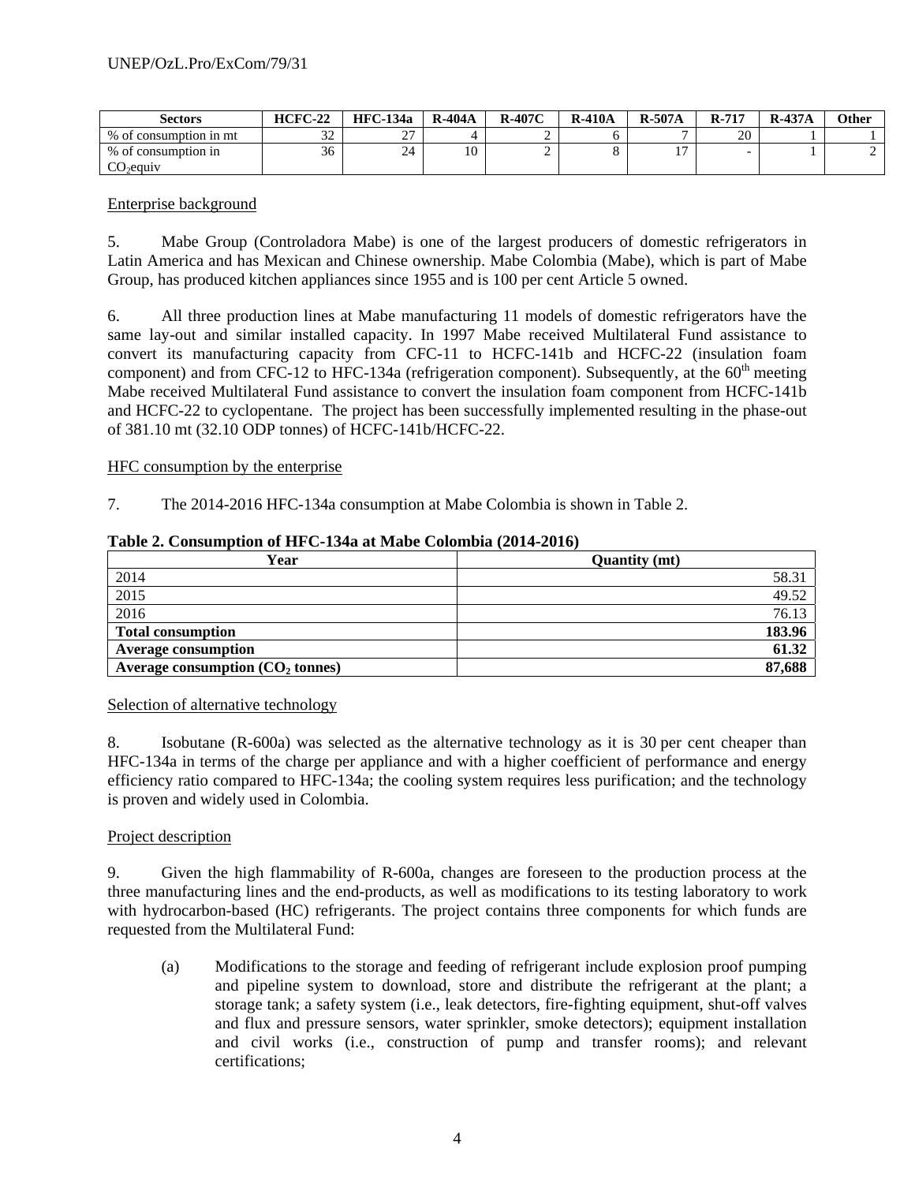| Sectors | HCFC-22 | HFC-134a | R-404A | R-407C | R-410A | R-507A | R-717 | R-437A | Other |
|---|---|---|---|---|---|---|---|---|---|
| % of consumption in mt | 32 | 27 | 4 | 2 | 6 | 7 | 20 | 1 | 1 |
| % of consumption in $CO_2$equiv | 36 | 24 | 10 | 2 | 8 | 17 | - | 1 | 2 |

Enterprise background

5. Mabe Group (Controladora Mabe) is one of the largest producers of domestic refrigerators in Latin America and has Mexican and Chinese ownership. Mabe Colombia (Mabe), which is part of Mabe Group, has produced kitchen appliances since 1955 and is 100 per cent Article 5 owned.

6. All three production lines at Mabe manufacturing 11 models of domestic refrigerators have the same lay-out and similar installed capacity. In 1997 Mabe received Multilateral Fund assistance to convert its manufacturing capacity from CFC-11 to HCFC-141b and HCFC-22 (insulation foam component) and from CFC-12 to HFC-134a (refrigeration component). Subsequently, at the 60th meeting Mabe received Multilateral Fund assistance to convert the insulation foam component from HCFC-141b and HCFC-22 to cyclopentane. The project has been successfully implemented resulting in the phase-out of 381.10 mt (32.10 ODP tonnes) of HCFC-141b/HCFC-22.

HFC consumption by the enterprise

7. The 2014-2016 HFC-134a consumption at Mabe Colombia is shown in Table 2.

**Table 2. Consumption of HFC-134a at Mabe Colombia (2014-2016)**

| Year | Quantity (mt) |
|---|---|
| 2014 | 58.31 |
| 2015 | 49.52 |
| 2016 | 76.13 |
| **Total consumption** | **183.96** |
| **Average consumption** | **61.32** |
| **Average consumption ($CO_2$ tonnes)** | **87,688** |

Selection of alternative technology

8. Isobutane (R-600a) was selected as the alternative technology as it is 30 per cent cheaper than HFC-134a in terms of the charge per appliance and with a higher coefficient of performance and energy efficiency ratio compared to HFC-134a; the cooling system requires less purification; and the technology is proven and widely used in Colombia.

Project description

9. Given the high flammability of R-600a, changes are foreseen to the production process at the three manufacturing lines and the end-products, as well as modifications to its testing laboratory to work with hydrocarbon-based (HC) refrigerants. The project contains three components for which funds are requested from the Multilateral Fund:

(a) Modifications to the storage and feeding of refrigerant include explosion proof pumping and pipeline system to download, store and distribute the refrigerant at the plant; a storage tank; a safety system (i.e., leak detectors, fire-fighting equipment, shut-off valves and flux and pressure sensors, water sprinkler, smoke detectors); equipment installation and civil works (i.e., construction of pump and transfer rooms); and relevant certifications;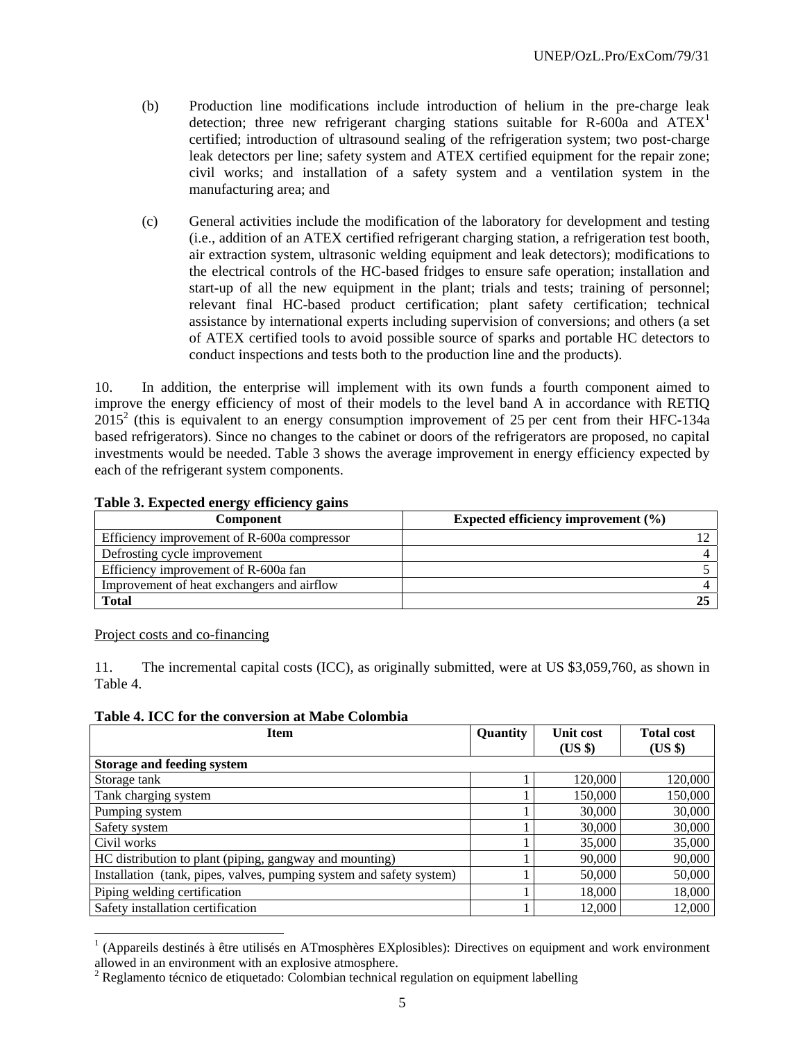(b) Production line modifications include introduction of helium in the pre-charge leak detection; three new refrigerant charging stations suitable for R-600a and ATEX[1] certified; introduction of ultrasound sealing of the refrigeration system; two post-charge leak detectors per line; safety system and ATEX certified equipment for the repair zone; civil works; and installation of a safety system and a ventilation system in the manufacturing area; and

(c) General activities include the modification of the laboratory for development and testing (i.e., addition of an ATEX certified refrigerant charging station, a refrigeration test booth, air extraction system, ultrasonic welding equipment and leak detectors); modifications to the electrical controls of the HC-based fridges to ensure safe operation; installation and start-up of all the new equipment in the plant; trials and tests; training of personnel; relevant final HC-based product certification; plant safety certification; technical assistance by international experts including supervision of conversions; and others (a set of ATEX certified tools to avoid possible source of sparks and portable HC detectors to conduct inspections and tests both to the production line and the products).

10. In addition, the enterprise will implement with its own funds a fourth component aimed to improve the energy efficiency of most of their models to the level band A in accordance with RETIQ 2015[2] (this is equivalent to an energy consumption improvement of 25 per cent from their HFC-134a based refrigerators). Since no changes to the cabinet or doors of the refrigerators are proposed, no capital investments would be needed. Table 3 shows the average improvement in energy efficiency expected by each of the refrigerant system components.

**Table 3. Expected energy efficiency gains**

| Component | Expected efficiency improvement (%) |
|---|---|
| Efficiency improvement of R-600a compressor | 12 |
| Defrosting cycle improvement | 4 |
| Efficiency improvement of R-600a fan | 5 |
| Improvement of heat exchangers and airflow | 4 |
| **Total** | **25** |

Project costs and co-financing

11. The incremental capital costs (ICC), as originally submitted, were at US $3,059,760, as shown in Table 4.

**Table 4. ICC for the conversion at Mabe Colombia**

| Item | Quantity | Unit cost (US $) | Total cost (US $) |
|---|---|---|---|
| **Storage and feeding system** | | | |
| Storage tank | 1 | 120,000 | 120,000 |
| Tank charging system | 1 | 150,000 | 150,000 |
| Pumping system | 1 | 30,000 | 30,000 |
| Safety system | 1 | 30,000 | 30,000 |
| Civil works | 1 | 35,000 | 35,000 |
| HC distribution to plant (piping, gangway and mounting) | 1 | 90,000 | 90,000 |
| Installation (tank, pipes, valves, pumping system and safety system) | 1 | 50,000 | 50,000 |
| Piping welding certification | 1 | 18,000 | 18,000 |
| Safety installation certification | 1 | 12,000 | 12,000 |

[1] (Appareils destinés à être utilisés en ATmosphères EXplosibles): Directives on equipment and work environment allowed in an environment with an explosive atmosphere.

[2] Reglamento técnico de etiquetado: Colombian technical regulation on equipment labelling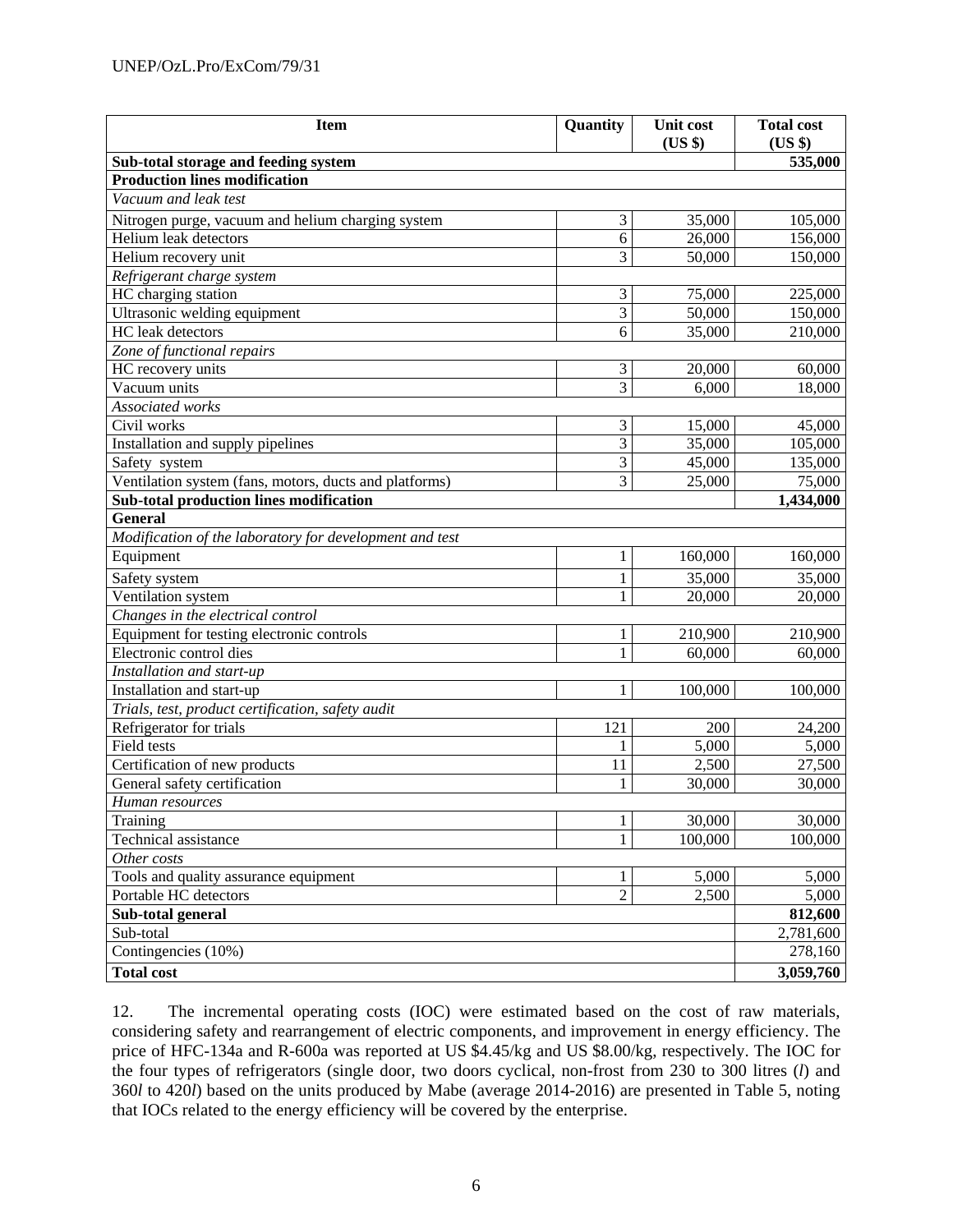| Item | Quantity | Unit cost (US $) | Total cost (US $) |
|---|---|---|---|
| **Sub-total storage and feeding system** | | | **535,000** |
| **Production lines modification** | | | |
| *Vacuum and leak test* | | | |
| Nitrogen purge, vacuum and helium charging system | 3 | 35,000 | 105,000 |
| Helium leak detectors | 6 | 26,000 | 156,000 |
| Helium recovery unit | 3 | 50,000 | 150,000 |
| *Refrigerant charge system* | | | |
| HC charging station | 3 | 75,000 | 225,000 |
| Ultrasonic welding equipment | 3 | 50,000 | 150,000 |
| HC leak detectors | 6 | 35,000 | 210,000 |
| *Zone of functional repairs* | | | |
| HC recovery units | 3 | 20,000 | 60,000 |
| Vacuum units | 3 | 6,000 | 18,000 |
| *Associated works* | | | |
| Civil works | 3 | 15,000 | 45,000 |
| Installation and supply pipelines | 3 | 35,000 | 105,000 |
| Safety system | 3 | 45,000 | 135,000 |
| Ventilation system (fans, motors, ducts and platforms) | 3 | 25,000 | 75,000 |
| **Sub-total production lines modification** | | | **1,434,000** |
| **General** | | | |
| *Modification of the laboratory for development and test* | | | |
| Equipment | 1 | 160,000 | 160,000 |
| Safety system | 1 | 35,000 | 35,000 |
| Ventilation system | 1 | 20,000 | 20,000 |
| *Changes in the electrical control* | | | |
| Equipment for testing electronic controls | 1 | 210,900 | 210,900 |
| Electronic control dies | 1 | 60,000 | 60,000 |
| *Installation and start-up* | | | |
| Installation and start-up | 1 | 100,000 | 100,000 |
| *Trials, test, product certification, safety audit* | | | |
| Refrigerator for trials | 121 | 200 | 24,200 |
| Field tests | 1 | 5,000 | 5,000 |
| Certification of new products | 11 | 2,500 | 27,500 |
| General safety certification | 1 | 30,000 | 30,000 |
| *Human resources* | | | |
| Training | 1 | 30,000 | 30,000 |
| Technical assistance | 1 | 100,000 | 100,000 |
| *Other costs* | | | |
| Tools and quality assurance equipment | 1 | 5,000 | 5,000 |
| Portable HC detectors | 2 | 2,500 | 5,000 |
| **Sub-total general** | | | **812,600** |
| Sub-total | | | 2,781,600 |
| Contingencies (10%) | | | 278,160 |
| **Total cost** | | | **3,059,760** |

12. The incremental operating costs (IOC) were estimated based on the cost of raw materials, considering safety and rearrangement of electric components, and improvement in energy efficiency. The price of HFC-134a and R-600a was reported at US $4.45/kg and US $8.00/kg, respectively. The IOC for the four types of refrigerators (single door, two doors cyclical, non-frost from 230 to 300 litres (*l*) and 360*l* to 420*l*) based on the units produced by Mabe (average 2014-2016) are presented in Table 5, noting that IOCs related to the energy efficiency will be covered by the enterprise.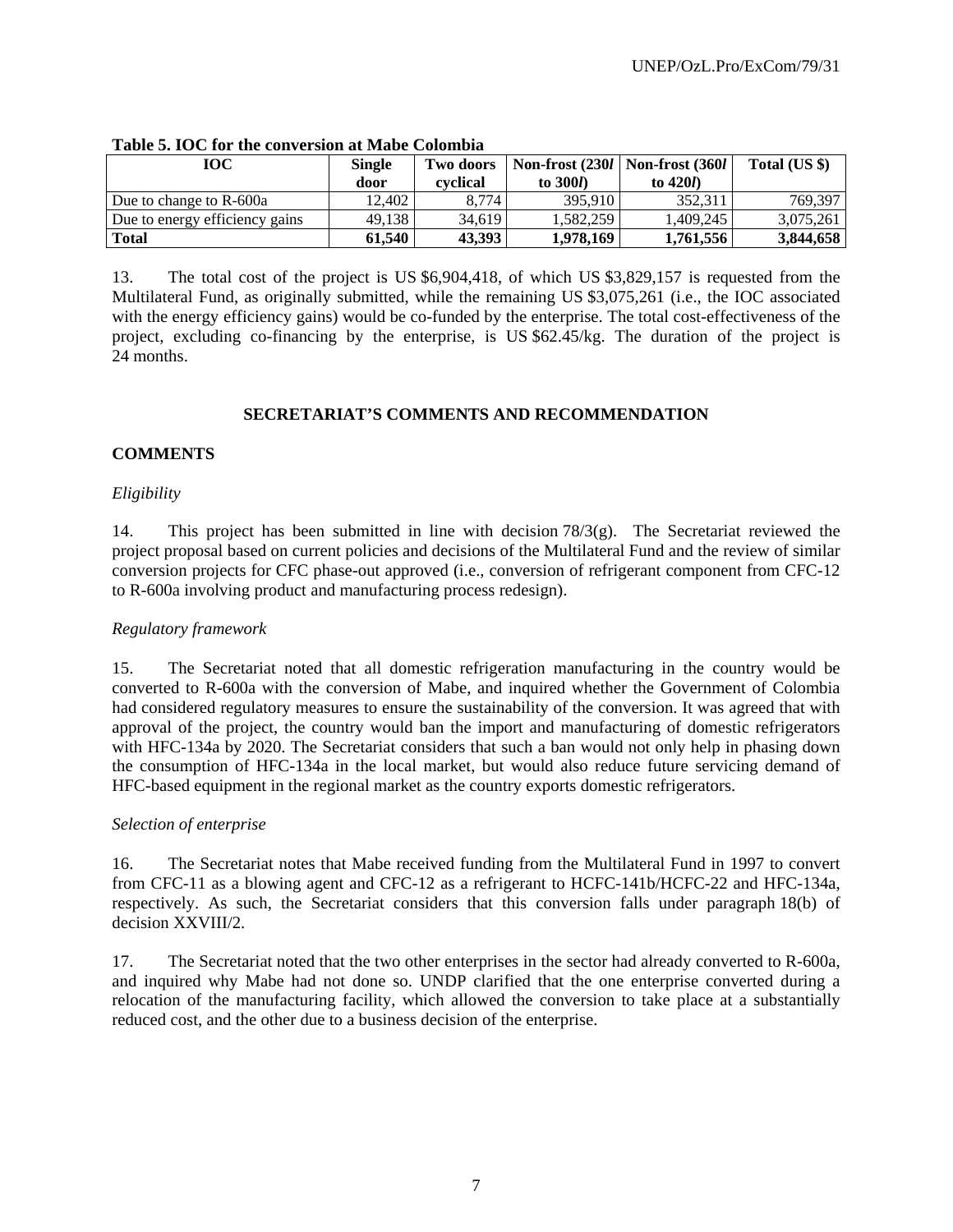**Table 5. IOC for the conversion at Mabe Colombia**

| IOC | Single door | Two doors cyclical | Non-frost (230*l* to 300*l*) | Non-frost (360*l* to 420*l*) | Total (US $) |
|---|---|---|---|---|---|
| Due to change to R-600a | 12,402 | 8,774 | 395,910 | 352,311 | 769,397 |
| Due to energy efficiency gains | 49,138 | 34,619 | 1,582,259 | 1,409,245 | 3,075,261 |
| **Total** | **61,540** | **43,393** | **1,978,169** | **1,761,556** | **3,844,658** |

13. The total cost of the project is US $6,904,418, of which US $3,829,157 is requested from the Multilateral Fund, as originally submitted, while the remaining US $3,075,261 (i.e., the IOC associated with the energy efficiency gains) would be co-funded by the enterprise. The total cost-effectiveness of the project, excluding co-financing by the enterprise, is US $62.45/kg. The duration of the project is 24 months.

## SECRETARIAT'S COMMENTS AND RECOMMENDATION

### COMMENTS

*Eligibility*

14. This project has been submitted in line with decision 78/3(g). The Secretariat reviewed the project proposal based on current policies and decisions of the Multilateral Fund and the review of similar conversion projects for CFC phase-out approved (i.e., conversion of refrigerant component from CFC-12 to R-600a involving product and manufacturing process redesign).

*Regulatory framework*

15. The Secretariat noted that all domestic refrigeration manufacturing in the country would be converted to R-600a with the conversion of Mabe, and inquired whether the Government of Colombia had considered regulatory measures to ensure the sustainability of the conversion. It was agreed that with approval of the project, the country would ban the import and manufacturing of domestic refrigerators with HFC-134a by 2020. The Secretariat considers that such a ban would not only help in phasing down the consumption of HFC-134a in the local market, but would also reduce future servicing demand of HFC-based equipment in the regional market as the country exports domestic refrigerators.

*Selection of enterprise*

16. The Secretariat notes that Mabe received funding from the Multilateral Fund in 1997 to convert from CFC-11 as a blowing agent and CFC-12 as a refrigerant to HCFC-141b/HCFC-22 and HFC-134a, respectively. As such, the Secretariat considers that this conversion falls under paragraph 18(b) of decision XXVIII/2.

17. The Secretariat noted that the two other enterprises in the sector had already converted to R-600a, and inquired why Mabe had not done so. UNDP clarified that the one enterprise converted during a relocation of the manufacturing facility, which allowed the conversion to take place at a substantially reduced cost, and the other due to a business decision of the enterprise.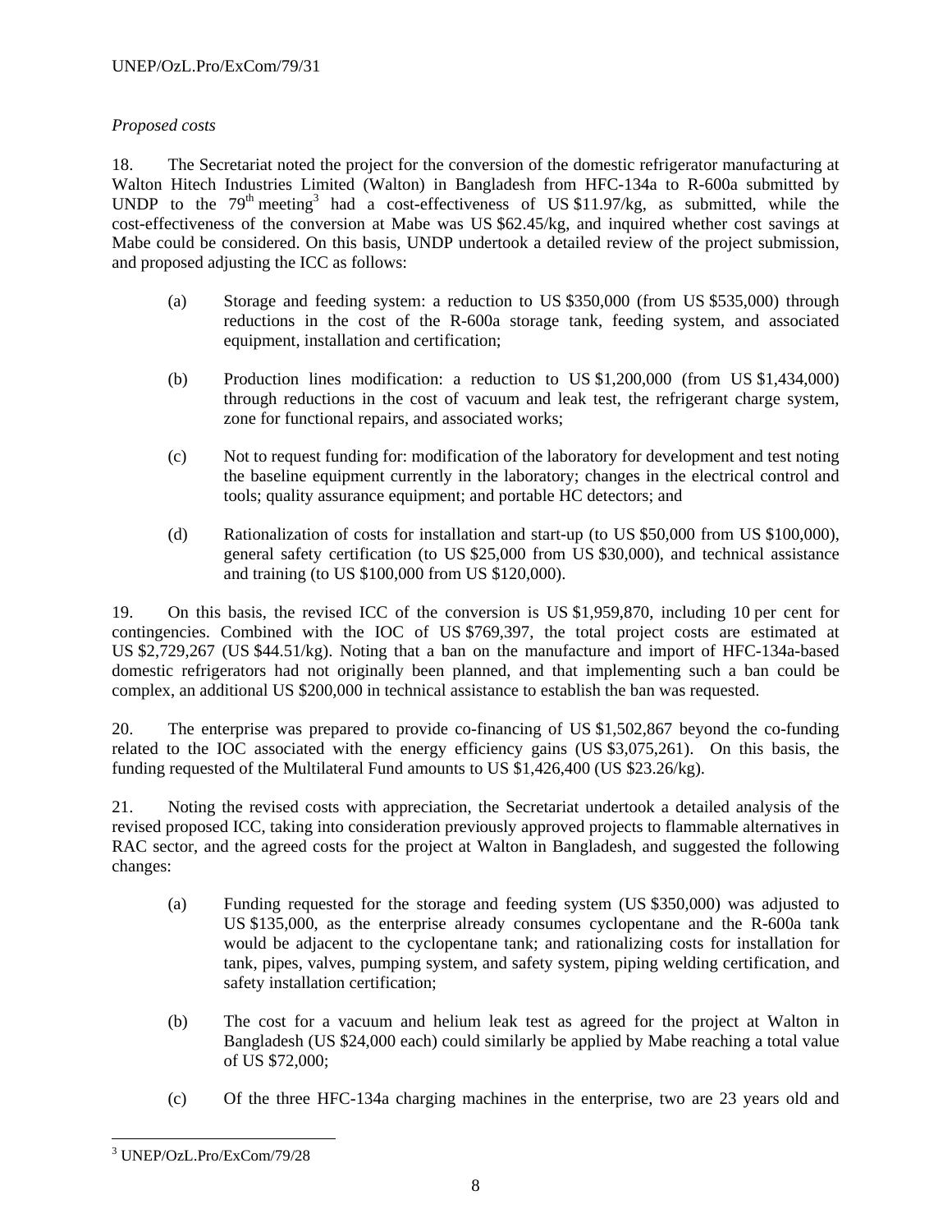*Proposed costs*

18. The Secretariat noted the project for the conversion of the domestic refrigerator manufacturing at Walton Hitech Industries Limited (Walton) in Bangladesh from HFC-134a to R-600a submitted by UNDP to the 79th meeting[3] had a cost-effectiveness of US $11.97/kg, as submitted, while the cost-effectiveness of the conversion at Mabe was US $62.45/kg, and inquired whether cost savings at Mabe could be considered. On this basis, UNDP undertook a detailed review of the project submission, and proposed adjusting the ICC as follows:

(a) Storage and feeding system: a reduction to US $350,000 (from US $535,000) through reductions in the cost of the R-600a storage tank, feeding system, and associated equipment, installation and certification;

(b) Production lines modification: a reduction to US $1,200,000 (from US $1,434,000) through reductions in the cost of vacuum and leak test, the refrigerant charge system, zone for functional repairs, and associated works;

(c) Not to request funding for: modification of the laboratory for development and test noting the baseline equipment currently in the laboratory; changes in the electrical control and tools; quality assurance equipment; and portable HC detectors; and

(d) Rationalization of costs for installation and start-up (to US $50,000 from US $100,000), general safety certification (to US $25,000 from US $30,000), and technical assistance and training (to US $100,000 from US $120,000).

19. On this basis, the revised ICC of the conversion is US $1,959,870, including 10 per cent for contingencies. Combined with the IOC of US $769,397, the total project costs are estimated at US $2,729,267 (US $44.51/kg). Noting that a ban on the manufacture and import of HFC-134a-based domestic refrigerators had not originally been planned, and that implementing such a ban could be complex, an additional US $200,000 in technical assistance to establish the ban was requested.

20. The enterprise was prepared to provide co-financing of US $1,502,867 beyond the co-funding related to the IOC associated with the energy efficiency gains (US $3,075,261). On this basis, the funding requested of the Multilateral Fund amounts to US $1,426,400 (US $23.26/kg).

21. Noting the revised costs with appreciation, the Secretariat undertook a detailed analysis of the revised proposed ICC, taking into consideration previously approved projects to flammable alternatives in RAC sector, and the agreed costs for the project at Walton in Bangladesh, and suggested the following changes:

(a) Funding requested for the storage and feeding system (US $350,000) was adjusted to US $135,000, as the enterprise already consumes cyclopentane and the R-600a tank would be adjacent to the cyclopentane tank; and rationalizing costs for installation for tank, pipes, valves, pumping system, and safety system, piping welding certification, and safety installation certification;

(b) The cost for a vacuum and helium leak test as agreed for the project at Walton in Bangladesh (US $24,000 each) could similarly be applied by Mabe reaching a total value of US $72,000;

(c) Of the three HFC-134a charging machines in the enterprise, two are 23 years old and

[3] UNEP/OzL.Pro/ExCom/79/28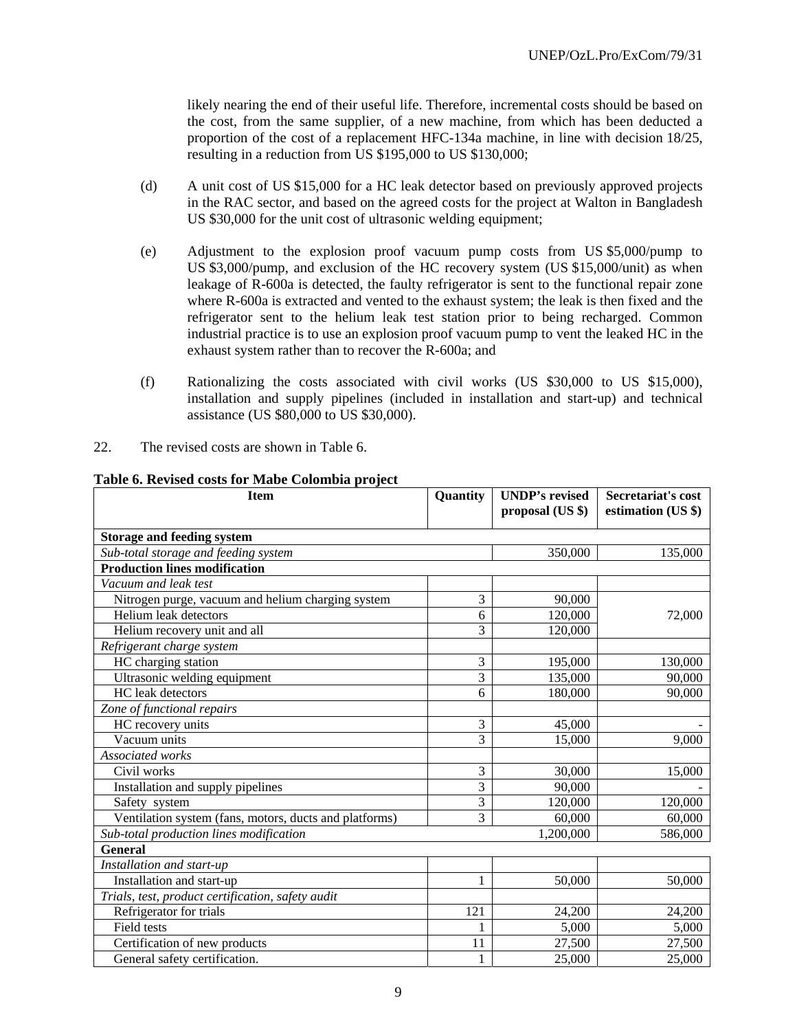likely nearing the end of their useful life. Therefore, incremental costs should be based on the cost, from the same supplier, of a new machine, from which has been deducted a proportion of the cost of a replacement HFC-134a machine, in line with decision 18/25, resulting in a reduction from US $195,000 to US $130,000;

(d) A unit cost of US $15,000 for a HC leak detector based on previously approved projects in the RAC sector, and based on the agreed costs for the project at Walton in Bangladesh US $30,000 for the unit cost of ultrasonic welding equipment;

(e) Adjustment to the explosion proof vacuum pump costs from US $5,000/pump to US $3,000/pump, and exclusion of the HC recovery system (US $15,000/unit) as when leakage of R-600a is detected, the faulty refrigerator is sent to the functional repair zone where R-600a is extracted and vented to the exhaust system; the leak is then fixed and the refrigerator sent to the helium leak test station prior to being recharged. Common industrial practice is to use an explosion proof vacuum pump to vent the leaked HC in the exhaust system rather than to recover the R-600a; and

(f) Rationalizing the costs associated with civil works (US $30,000 to US $15,000), installation and supply pipelines (included in installation and start-up) and technical assistance (US $80,000 to US $30,000).

22. The revised costs are shown in Table 6.

**Table 6. Revised costs for Mabe Colombia project**

| Item | Quantity | UNDP's revised proposal (US $) | Secretariat's cost estimation (US $) |
|---|---|---|---|
| **Storage and feeding system** | | | |
| *Sub-total storage and feeding system* | | 350,000 | 135,000 |
| **Production lines modification** | | | |
| *Vacuum and leak test* | | | |
| Nitrogen purge, vacuum and helium charging system | 3 | 90,000 | 72,000 |
| Helium leak detectors | 6 | 120,000 | |
| Helium recovery unit and all | 3 | 120,000 | |
| *Refrigerant charge system* | | | |
| HC charging station | 3 | 195,000 | 130,000 |
| Ultrasonic welding equipment | 3 | 135,000 | 90,000 |
| HC leak detectors | 6 | 180,000 | 90,000 |
| *Zone of functional repairs* | | | |
| HC recovery units | 3 | 45,000 | - |
| Vacuum units | 3 | 15,000 | 9,000 |
| *Associated works* | | | |
| Civil works | 3 | 30,000 | 15,000 |
| Installation and supply pipelines | 3 | 90,000 | - |
| Safety system | 3 | 120,000 | 120,000 |
| Ventilation system (fans, motors, ducts and platforms) | 3 | 60,000 | 60,000 |
| *Sub-total production lines modification* | | 1,200,000 | 586,000 |
| **General** | | | |
| *Installation and start-up* | | | |
| Installation and start-up | 1 | 50,000 | 50,000 |
| *Trials, test, product certification, safety audit* | | | |
| Refrigerator for trials | 121 | 24,200 | 24,200 |
| Field tests | 1 | 5,000 | 5,000 |
| Certification of new products | 11 | 27,500 | 27,500 |
| General safety certification. | 1 | 25,000 | 25,000 |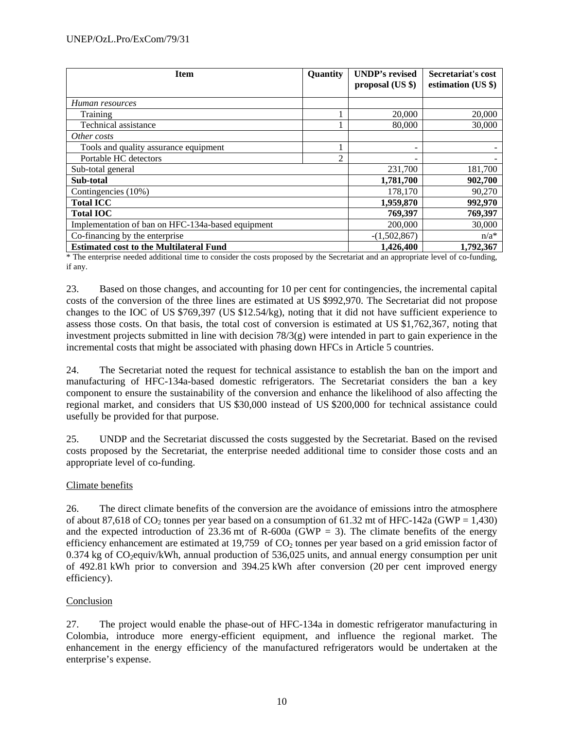| Item | Quantity | UNDP's revised proposal (US $) | Secretariat's cost estimation (US $) |
|---|---|---|---|
| *Human resources* | | | |
| Training | 1 | 20,000 | 20,000 |
| Technical assistance | 1 | 80,000 | 30,000 |
| *Other costs* | | | |
| Tools and quality assurance equipment | 1 | - | - |
| Portable HC detectors | 2 | - | - |
| Sub-total general | | 231,700 | 181,700 |
| **Sub-total** | | **1,781,700** | **902,700** |
| Contingencies (10%) | | 178,170 | 90,270 |
| **Total ICC** | | **1,959,870** | **992,970** |
| **Total IOC** | | **769,397** | **769,397** |
| Implementation of ban on HFC-134a-based equipment | | 200,000 | 30,000 |
| Co-financing by the enterprise | | -(1,502,867) | n/a* |
| **Estimated cost to the Multilateral Fund** | | **1,426,400** | **1,792,367** |

\* The enterprise needed additional time to consider the costs proposed by the Secretariat and an appropriate level of co-funding, if any.

23. Based on those changes, and accounting for 10 per cent for contingencies, the incremental capital costs of the conversion of the three lines are estimated at US $992,970. The Secretariat did not propose changes to the IOC of US $769,397 (US $12.54/kg), noting that it did not have sufficient experience to assess those costs. On that basis, the total cost of conversion is estimated at US $1,762,367, noting that investment projects submitted in line with decision 78/3(g) were intended in part to gain experience in the incremental costs that might be associated with phasing down HFCs in Article 5 countries.

24. The Secretariat noted the request for technical assistance to establish the ban on the import and manufacturing of HFC-134a-based domestic refrigerators. The Secretariat considers the ban a key component to ensure the sustainability of the conversion and enhance the likelihood of also affecting the regional market, and considers that US $30,000 instead of US $200,000 for technical assistance could usefully be provided for that purpose.

25. UNDP and the Secretariat discussed the costs suggested by the Secretariat. Based on the revised costs proposed by the Secretariat, the enterprise needed additional time to consider those costs and an appropriate level of co-funding.

<u>Climate benefits</u>

26. The direct climate benefits of the conversion are the avoidance of emissions intro the atmosphere of about 87,618 of $CO_2$ tonnes per year based on a consumption of 61.32 mt of HFC-142a (GWP = 1,430) and the expected introduction of 23.36 mt of R-600a (GWP = 3). The climate benefits of the energy efficiency enhancement are estimated at 19,759 of $CO_2$ tonnes per year based on a grid emission factor of 0.374 kg of $CO_2$equiv/kWh, annual production of 536,025 units, and annual energy consumption per unit of 492.81 kWh prior to conversion and 394.25 kWh after conversion (20 per cent improved energy efficiency).

<u>Conclusion</u>

27. The project would enable the phase-out of HFC-134a in domestic refrigerator manufacturing in Colombia, introduce more energy-efficient equipment, and influence the regional market. The enhancement in the energy efficiency of the manufactured refrigerators would be undertaken at the enterprise's expense.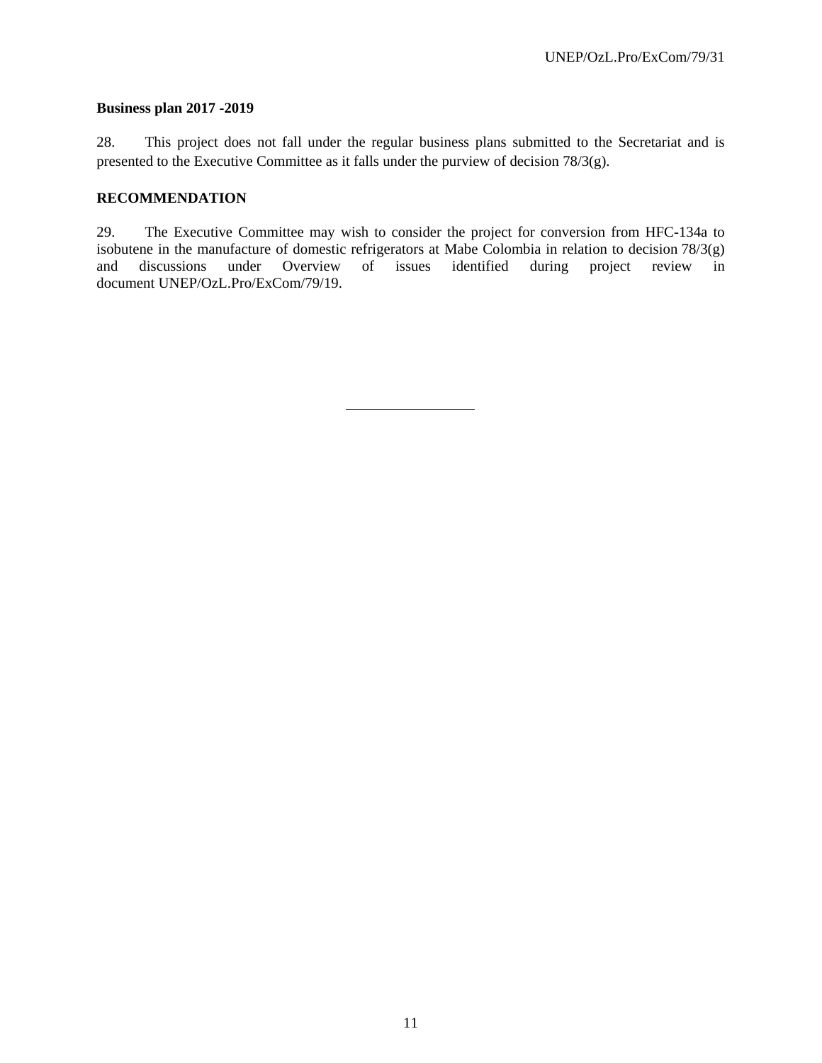**Business plan 2017 -2019**

28. This project does not fall under the regular business plans submitted to the Secretariat and is presented to the Executive Committee as it falls under the purview of decision 78/3(g).

**RECOMMENDATION**

29. The Executive Committee may wish to consider the project for conversion from HFC-134a to isobutene in the manufacture of domestic refrigerators at Mabe Colombia in relation to decision 78/3(g) and discussions under Overview of issues identified during project review in document UNEP/OzL.Pro/ExCom/79/19.